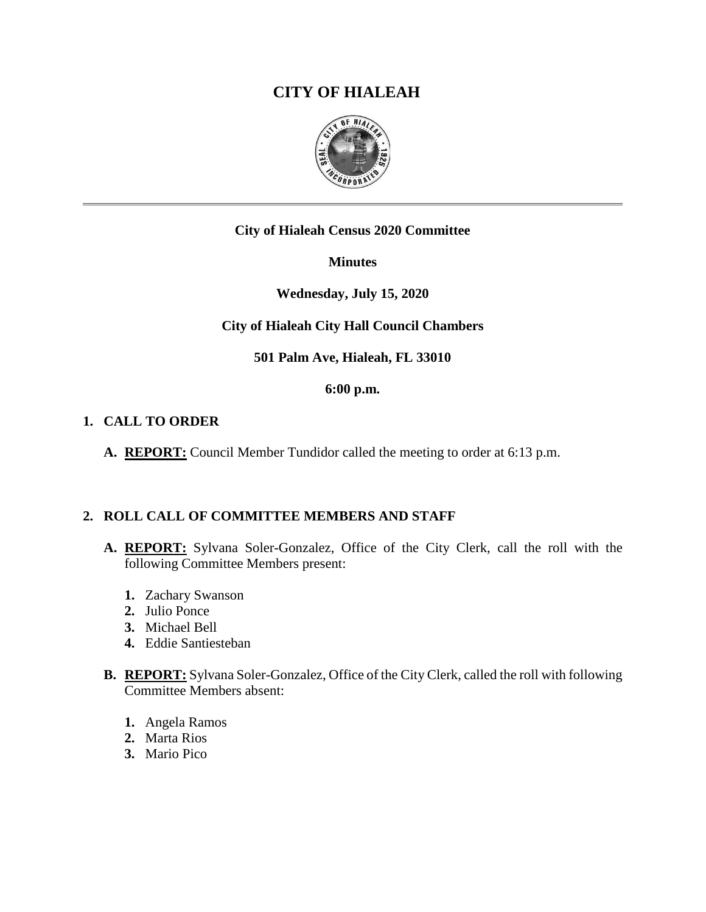# CITY OF HIALEAH

**City of Hialeah Census 2020 Committee**

**Minutes**

**Wednesday, July 15, 2020**

**City of Hialeah City Hall Council Chambers**

**501 Palm Ave, Hialeah, FL 33010**

**6:00 p.m.**

## 1. CALL TO ORDER

**A. REPORT:** Council Member Tundidor called the meeting to order at 6:13 p.m.

## 2. ROLL CALL OF COMMITTEE MEMBERS AND STAFF

**A. REPORT:** Sylvana Soler-Gonzalez, Office of the City Clerk, call the roll with the following Committee Members present:

1. Zachary Swanson
2. Julio Ponce
3. Michael Bell
4. Eddie Santiesteban

**B. REPORT:** Sylvana Soler-Gonzalez, Office of the City Clerk, called the roll with following Committee Members absent:

1. Angela Ramos
2. Marta Rios
3. Mario Pico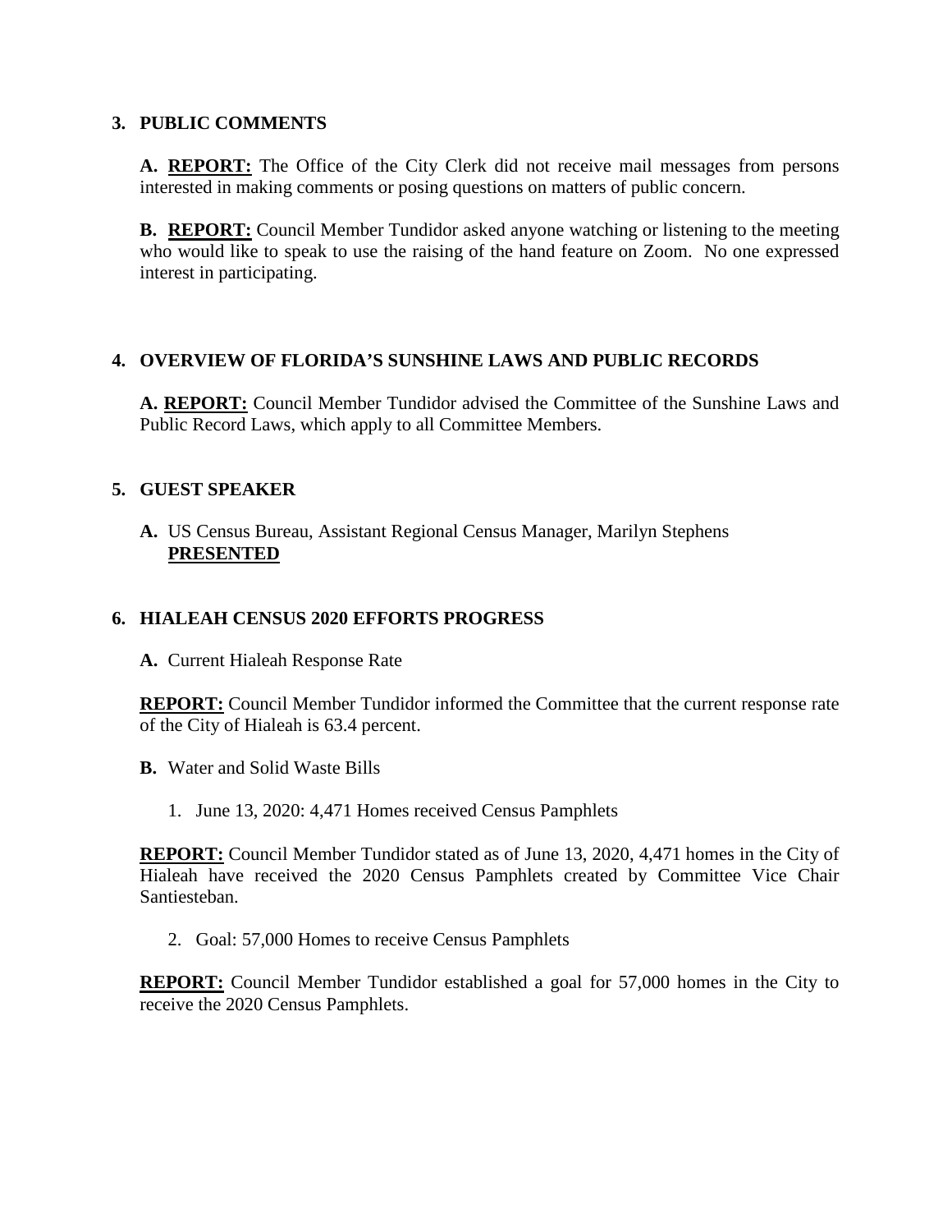**3. PUBLIC COMMENTS**

**A. <u>REPORT:</u>** The Office of the City Clerk did not receive mail messages from persons interested in making comments or posing questions on matters of public concern.

**B. <u>REPORT:</u>** Council Member Tundidor asked anyone watching or listening to the meeting who would like to speak to use the raising of the hand feature on Zoom. No one expressed interest in participating.

**4. OVERVIEW OF FLORIDA'S SUNSHINE LAWS AND PUBLIC RECORDS**

**A. <u>REPORT:</u>** Council Member Tundidor advised the Committee of the Sunshine Laws and Public Record Laws, which apply to all Committee Members.

**5. GUEST SPEAKER**

**A.** US Census Bureau, Assistant Regional Census Manager, Marilyn Stephens
**<u>PRESENTED</u>**

**6. HIALEAH CENSUS 2020 EFFORTS PROGRESS**

**A.** Current Hialeah Response Rate

**<u>REPORT:</u>** Council Member Tundidor informed the Committee that the current response rate of the City of Hialeah is 63.4 percent.

**B.** Water and Solid Waste Bills

1. June 13, 2020: 4,471 Homes received Census Pamphlets

**<u>REPORT:</u>** Council Member Tundidor stated as of June 13, 2020, 4,471 homes in the City of Hialeah have received the 2020 Census Pamphlets created by Committee Vice Chair Santiesteban.

2. Goal: 57,000 Homes to receive Census Pamphlets

**<u>REPORT:</u>** Council Member Tundidor established a goal for 57,000 homes in the City to receive the 2020 Census Pamphlets.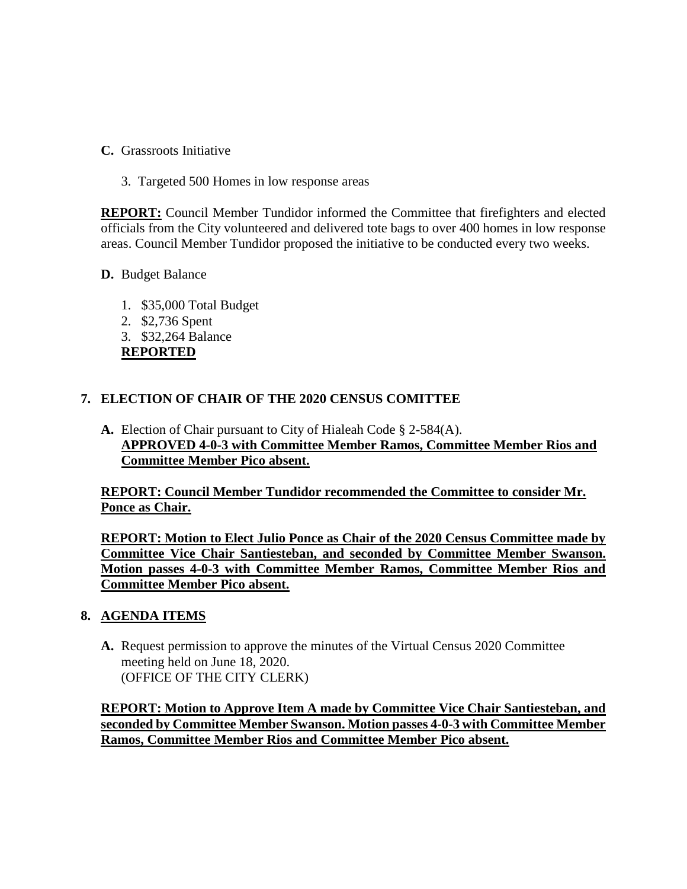**C.** Grassroots Initiative

3. Targeted 500 Homes in low response areas

**REPORT:** Council Member Tundidor informed the Committee that firefighters and elected officials from the City volunteered and delivered tote bags to over 400 homes in low response areas. Council Member Tundidor proposed the initiative to be conducted every two weeks.

**D.** Budget Balance

1. $35,000 Total Budget
2. $2,736 Spent
3. $32,264 Balance

**REPORTED**

## 7. ELECTION OF CHAIR OF THE 2020 CENSUS COMITTEE

**A.** Election of Chair pursuant to City of Hialeah Code § 2-584(A).
**APPROVED 4-0-3 with Committee Member Ramos, Committee Member Rios and Committee Member Pico absent.**

**REPORT: Council Member Tundidor recommended the Committee to consider Mr. Ponce as Chair.**

**REPORT: Motion to Elect Julio Ponce as Chair of the 2020 Census Committee made by Committee Vice Chair Santiesteban, and seconded by Committee Member Swanson. Motion passes 4-0-3 with Committee Member Ramos, Committee Member Rios and Committee Member Pico absent.**

## 8. AGENDA ITEMS

**A.** Request permission to approve the minutes of the Virtual Census 2020 Committee meeting held on June 18, 2020.
(OFFICE OF THE CITY CLERK)

**REPORT: Motion to Approve Item A made by Committee Vice Chair Santiesteban, and seconded by Committee Member Swanson. Motion passes 4-0-3 with Committee Member Ramos, Committee Member Rios and Committee Member Pico absent.**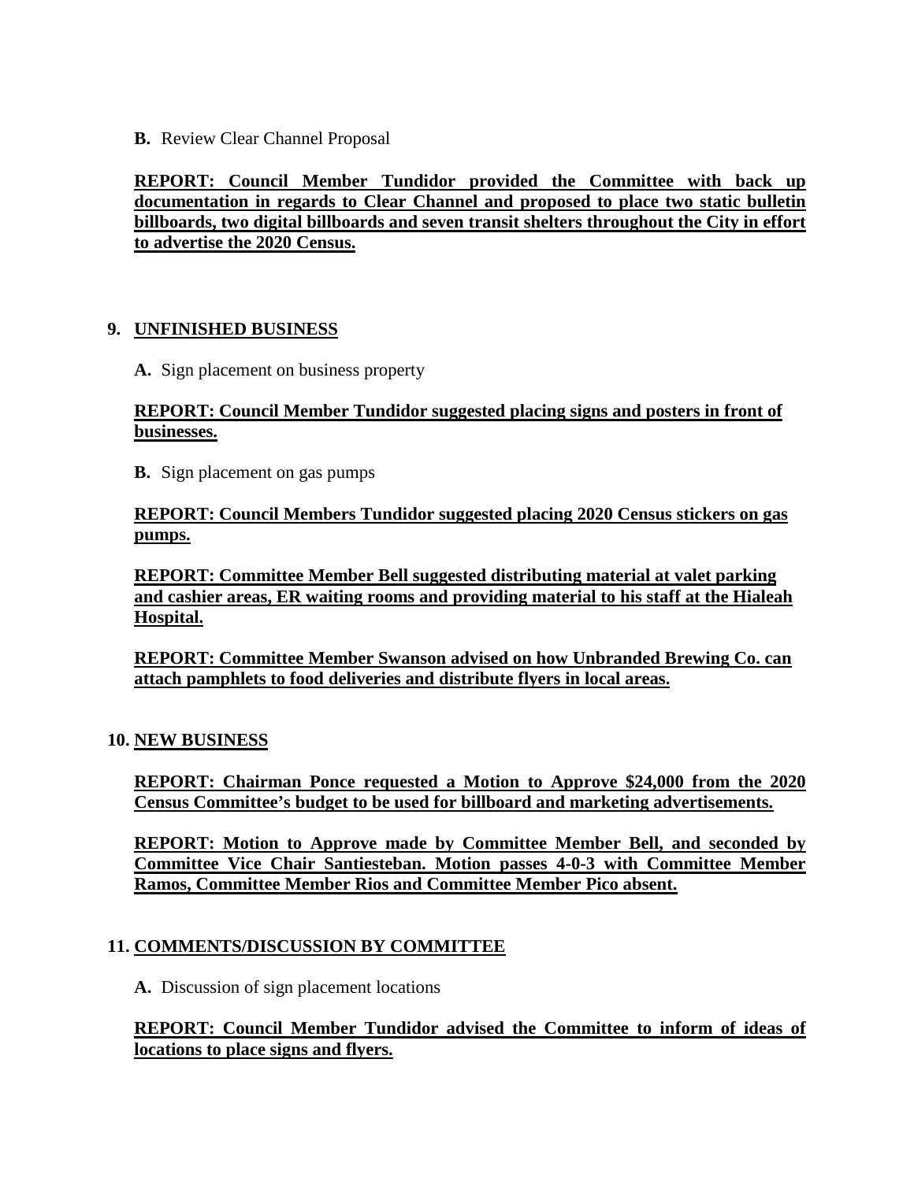**B.** Review Clear Channel Proposal

**REPORT: Council Member Tundidor provided the Committee with back up documentation in regards to Clear Channel and proposed to place two static bulletin billboards, two digital billboards and seven transit shelters throughout the City in effort to advertise the 2020 Census.**

## 9. UNFINISHED BUSINESS

**A.** Sign placement on business property

**REPORT: Council Member Tundidor suggested placing signs and posters in front of businesses.**

**B.** Sign placement on gas pumps

**REPORT: Council Members Tundidor suggested placing 2020 Census stickers on gas pumps.**

**REPORT: Committee Member Bell suggested distributing material at valet parking and cashier areas, ER waiting rooms and providing material to his staff at the Hialeah Hospital.**

**REPORT: Committee Member Swanson advised on how Unbranded Brewing Co. can attach pamphlets to food deliveries and distribute flyers in local areas.**

## 10. NEW BUSINESS

**REPORT: Chairman Ponce requested a Motion to Approve $24,000 from the 2020 Census Committee's budget to be used for billboard and marketing advertisements.**

**REPORT: Motion to Approve made by Committee Member Bell, and seconded by Committee Vice Chair Santiesteban. Motion passes 4-0-3 with Committee Member Ramos, Committee Member Rios and Committee Member Pico absent.**

## 11. COMMENTS/DISCUSSION BY COMMITTEE

**A.** Discussion of sign placement locations

**REPORT: Council Member Tundidor advised the Committee to inform of ideas of locations to place signs and flyers.**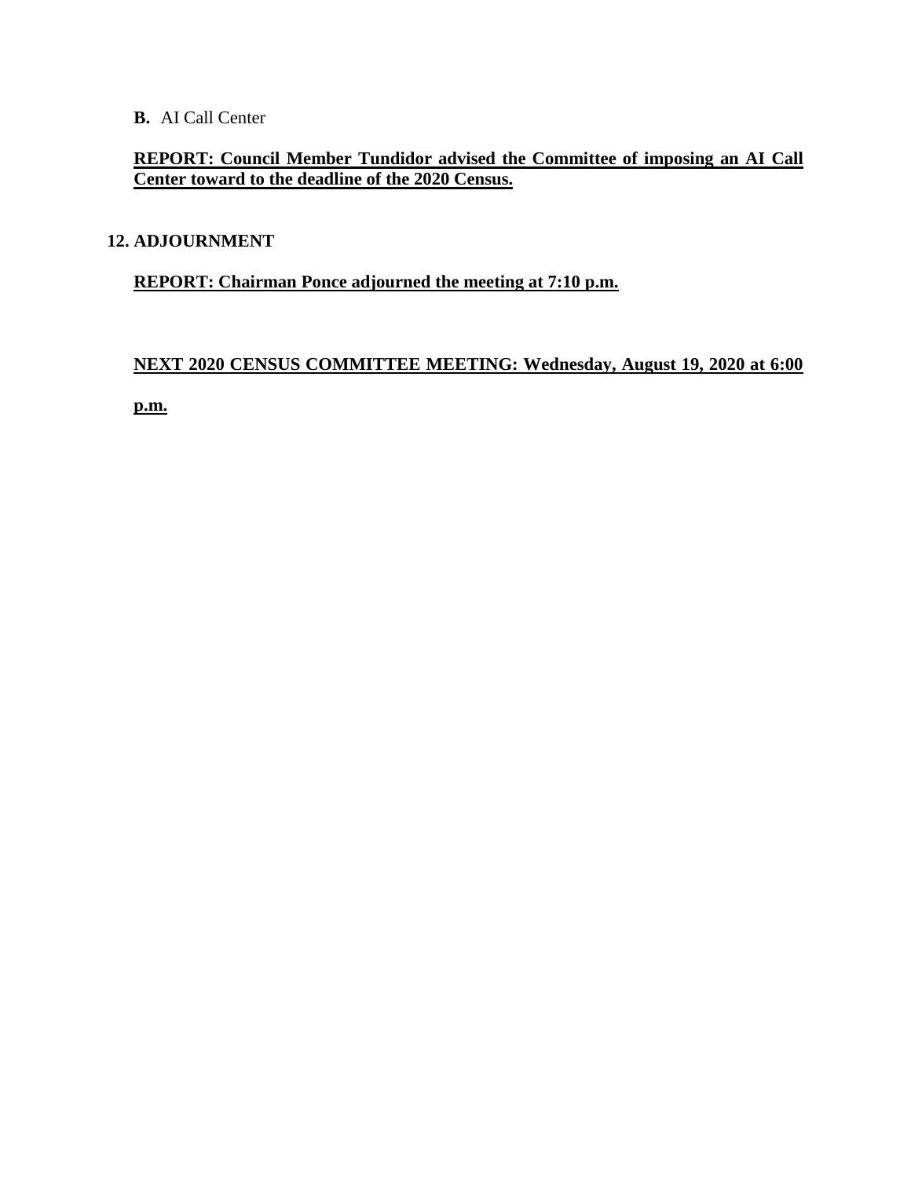**B.** AI Call Center

**REPORT: Council Member Tundidor advised the Committee of imposing an AI Call Center toward to the deadline of the 2020 Census.**

**12. ADJOURNMENT**

**REPORT: Chairman Ponce adjourned the meeting at 7:10 p.m.**

**NEXT 2020 CENSUS COMMITTEE MEETING: Wednesday, August 19, 2020 at 6:00 p.m.**